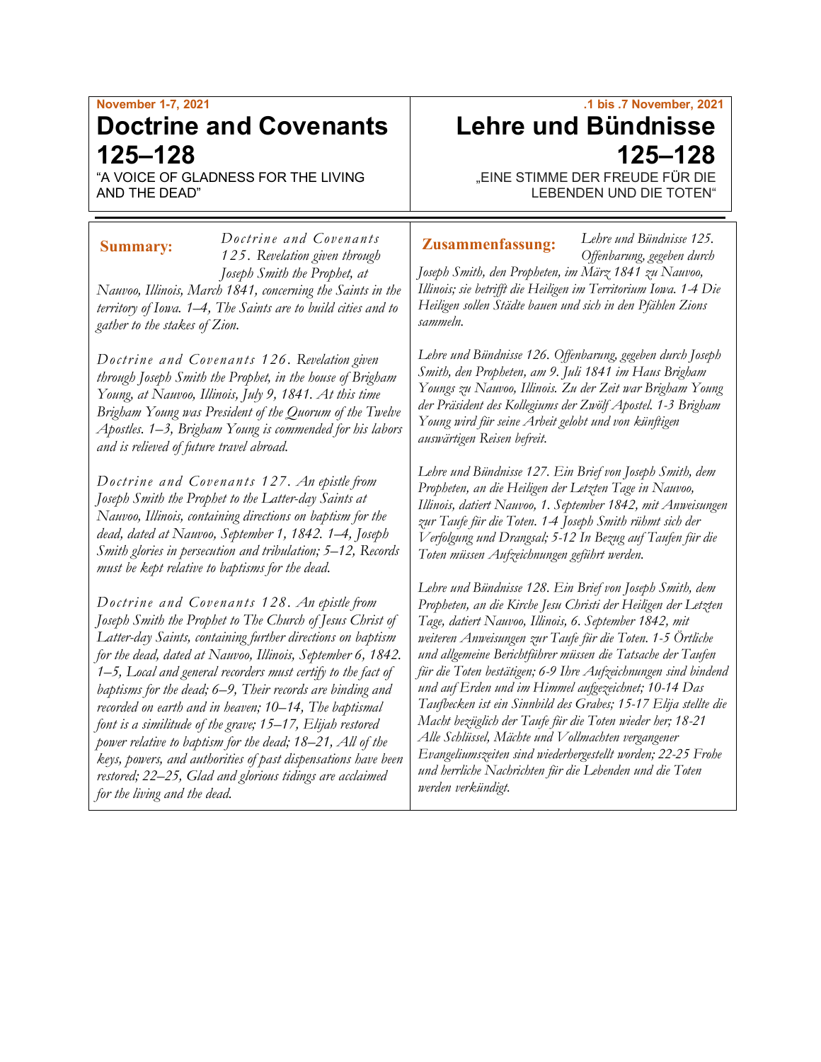November 1-7, 2021

# Doctrine and Covenants 125–128

"A VOICE OF GLADNESS FOR THE LIVING AND THE DEAD"

.1 bis .7 November, 2021

# Lehre und Bündnisse 125–128

„EINE STIMME DER FREUDE FÜR DIE LEBENDEN UND DIE TOTEN"

**Summary:** *Doctrine and Covenants 125. Revelation given through Joseph Smith the Prophet, at Nauvoo, Illinois, March 1841, concerning the Saints in the territory of Iowa. 1–4, The Saints are to build cities and to gather to the stakes of Zion.*

*Doctrine and Covenants 126. Revelation given through Joseph Smith the Prophet, in the house of Brigham Young, at Nauvoo, Illinois, July 9, 1841. At this time Brigham Young was President of the Quorum of the Twelve Apostles. 1–3, Brigham Young is commended for his labors and is relieved of future travel abroad.*

*Doctrine and Covenants 127. An epistle from Joseph Smith the Prophet to the Latter-day Saints at Nauvoo, Illinois, containing directions on baptism for the dead, dated at Nauvoo, September 1, 1842. 1–4, Joseph Smith glories in persecution and tribulation; 5–12, Records must be kept relative to baptisms for the dead.*

*Doctrine and Covenants 128. An epistle from Joseph Smith the Prophet to The Church of Jesus Christ of Latter-day Saints, containing further directions on baptism for the dead, dated at Nauvoo, Illinois, September 6, 1842. 1–5, Local and general recorders must certify to the fact of baptisms for the dead; 6–9, Their records are binding and recorded on earth and in heaven; 10–14, The baptismal font is a similitude of the grave; 15–17, Elijah restored power relative to baptism for the dead; 18–21, All of the keys, powers, and authorities of past dispensations have been restored; 22–25, Glad and glorious tidings are acclaimed for the living and the dead.*

**Zusammenfassung:** *Lehre und Bündnisse 125. Offenbarung, gegeben durch Joseph Smith, den Propheten, im März 1841 zu Nauvoo, Illinois; sie betrifft die Heiligen im Territorium Iowa. 1-4 Die Heiligen sollen Städte bauen und sich in den Pfählen Zions sammeln.*

*Lehre und Bündnisse 126. Offenbarung, gegeben durch Joseph Smith, den Propheten, am 9. Juli 1841 im Haus Brigham Youngs zu Nauvoo, Illinois. Zu der Zeit war Brigham Young der Präsident des Kollegiums der Zwölf Apostel. 1-3 Brigham Young wird für seine Arbeit gelobt und von künftigen auswärtigen Reisen befreit.*

*Lehre und Bündnisse 127. Ein Brief von Joseph Smith, dem Propheten, an die Heiligen der Letzten Tage in Nauvoo, Illinois, datiert Nauvoo, 1. September 1842, mit Anweisungen zur Taufe für die Toten. 1-4 Joseph Smith rühmt sich der Verfolgung und Drangsal; 5-12 In Bezug auf Taufen für die Toten müssen Aufzeichnungen geführt werden.*

*Lehre und Bündnisse 128. Ein Brief von Joseph Smith, dem Propheten, an die Kirche Jesu Christi der Heiligen der Letzten Tage, datiert Nauvoo, Illinois, 6. September 1842, mit weiteren Anweisungen zur Taufe für die Toten. 1-5 Örtliche und allgemeine Berichtführer müssen die Tatsache der Taufen für die Toten bestätigen; 6-9 Ihre Aufzeichnungen sind bindend und auf Erden und im Himmel aufgezeichnet; 10-14 Das Taufbecken ist ein Sinnbild des Grabes; 15-17 Elija stellte die Macht bezüglich der Taufe für die Toten wieder her; 18-21 Alle Schlüssel, Mächte und Vollmachten vergangener Evangeliumszeiten sind wiederhergestellt worden; 22-25 Frohe und herrliche Nachrichten für die Lebenden und die Toten werden verkündigt.*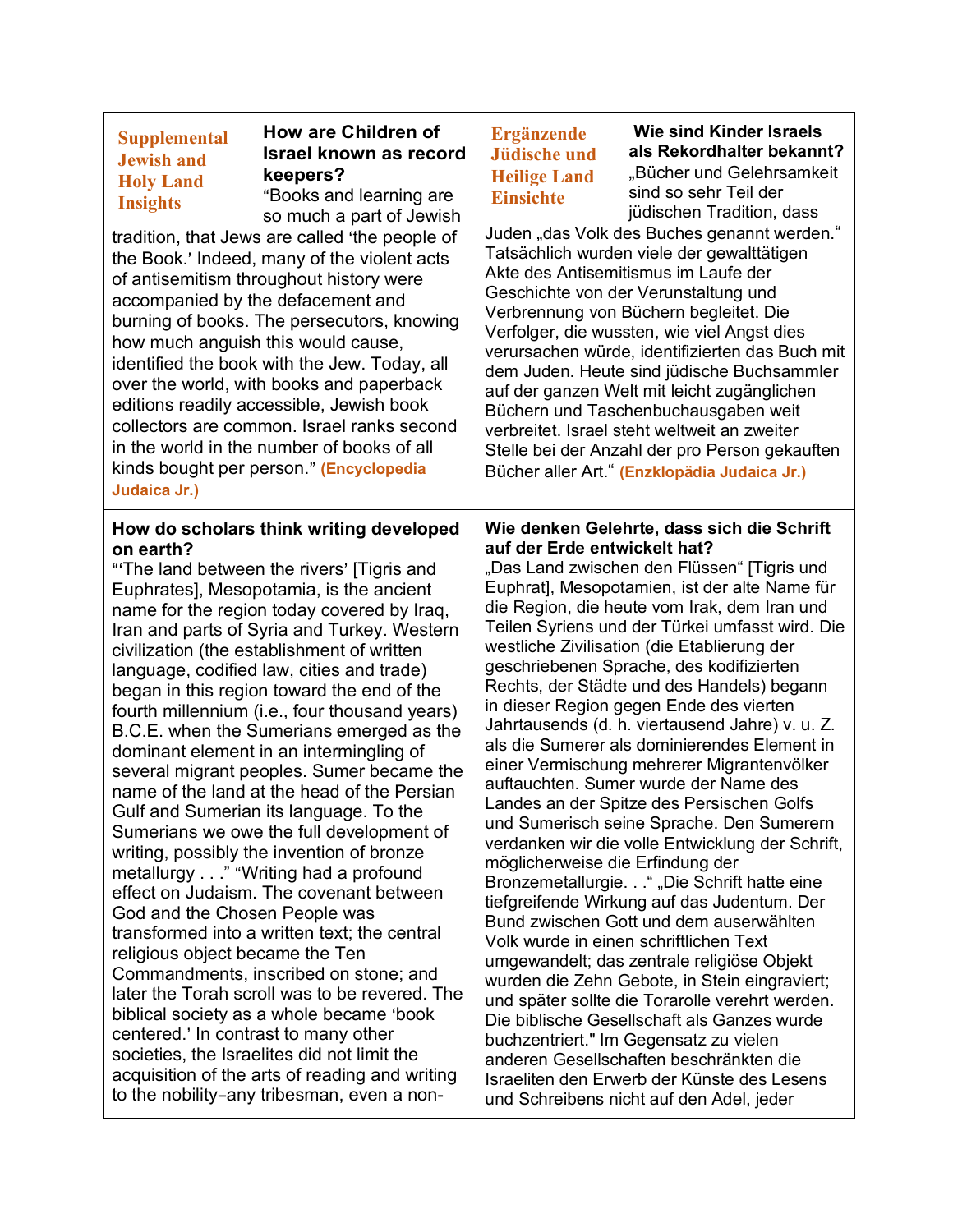**Supplemental Jewish and Holy Land Insights**

**How are Children of Israel known as record keepers?**

"Books and learning are so much a part of Jewish tradition, that Jews are called 'the people of the Book.' Indeed, many of the violent acts of antisemitism throughout history were accompanied by the defacement and burning of books. The persecutors, knowing how much anguish this would cause, identified the book with the Jew. Today, all over the world, with books and paperback editions readily accessible, Jewish book collectors are common. Israel ranks second in the world in the number of books of all kinds bought per person." **(Encyclopedia Judaica Jr.)**

**Ergänzende Jüdische und Heilige Land Einsichte**

**Wie sind Kinder Israels als Rekordhalter bekannt?**

„Bücher und Gelehrsamkeit sind so sehr Teil der jüdischen Tradition, dass Juden „das Volk des Buches genannt werden." Tatsächlich wurden viele der gewalttätigen Akte des Antisemitismus im Laufe der Geschichte von der Verunstaltung und Verbrennung von Büchern begleitet. Die Verfolger, die wussten, wie viel Angst dies verursachen würde, identifizierten das Buch mit dem Juden. Heute sind jüdische Buchsammler auf der ganzen Welt mit leicht zugänglichen Büchern und Taschenbuchausgaben weit verbreitet. Israel steht weltweit an zweiter Stelle bei der Anzahl der pro Person gekauften Bücher aller Art." **(Enzklopädia Judaica Jr.)**

**How do scholars think writing developed on earth?**

"'The land between the rivers' [Tigris and Euphrates], Mesopotamia, is the ancient name for the region today covered by Iraq, Iran and parts of Syria and Turkey. Western civilization (the establishment of written language, codified law, cities and trade) began in this region toward the end of the fourth millennium (i.e., four thousand years) B.C.E. when the Sumerians emerged as the dominant element in an intermingling of several migrant peoples. Sumer became the name of the land at the head of the Persian Gulf and Sumerian its language. To the Sumerians we owe the full development of writing, possibly the invention of bronze metallurgy . . ." "Writing had a profound effect on Judaism. The covenant between God and the Chosen People was transformed into a written text; the central religious object became the Ten Commandments, inscribed on stone; and later the Torah scroll was to be revered. The biblical society as a whole became 'book centered.' In contrast to many other societies, the Israelites did not limit the acquisition of the arts of reading and writing to the nobility–any tribesman, even a non-

**Wie denken Gelehrte, dass sich die Schrift auf der Erde entwickelt hat?**

„Das Land zwischen den Flüssen" [Tigris und Euphrat], Mesopotamien, ist der alte Name für die Region, die heute vom Irak, dem Iran und Teilen Syriens und der Türkei umfasst wird. Die westliche Zivilisation (die Etablierung der geschriebenen Sprache, des kodifizierten Rechts, der Städte und des Handels) begann in dieser Region gegen Ende des vierten Jahrtausends (d. h. viertausend Jahre) v. u. Z. als die Sumerer als dominierendes Element in einer Vermischung mehrerer Migrantenvölker auftauchten. Sumer wurde der Name des Landes an der Spitze des Persischen Golfs und Sumerisch seine Sprache. Den Sumerern verdanken wir die volle Entwicklung der Schrift, möglicherweise die Erfindung der Bronzemetallurgie. . ." „Die Schrift hatte eine tiefgreifende Wirkung auf das Judentum. Der Bund zwischen Gott und dem auserwählten Volk wurde in einen schriftlichen Text umgewandelt; das zentrale religiöse Objekt wurden die Zehn Gebote, in Stein eingraviert; und später sollte die Torarolle verehrt werden. Die biblische Gesellschaft als Ganzes wurde buchzentriert." Im Gegensatz zu vielen anderen Gesellschaften beschränkten die Israeliten den Erwerb der Künste des Lesens und Schreibens nicht auf den Adel, jeder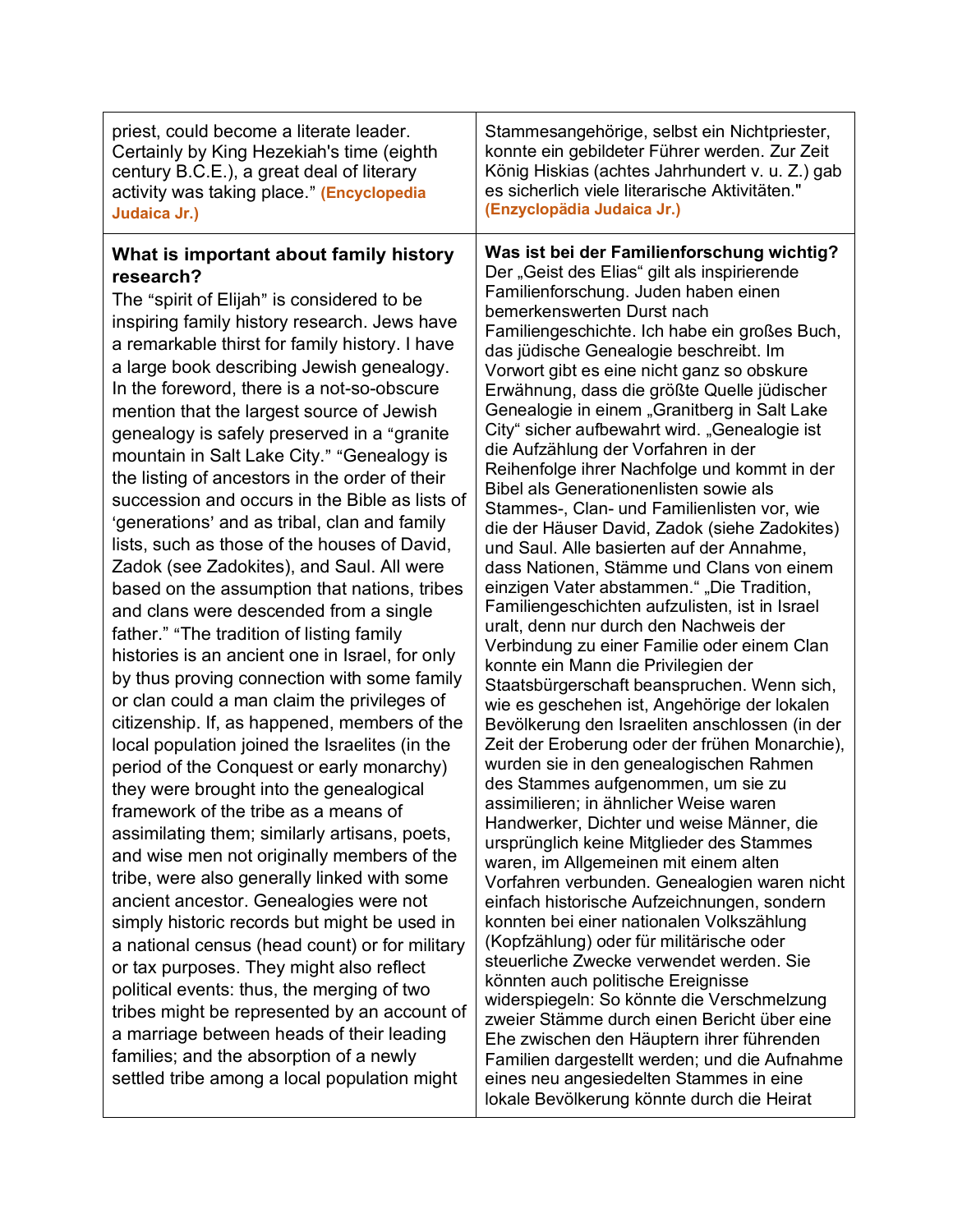| | |
|---|---|
| priest, could become a literate leader. Certainly by King Hezekiah's time (eighth century B.C.E.), a great deal of literary activity was taking place." **(Encyclopedia Judaica Jr.)** | Stammesangehörige, selbst ein Nichtpriester, konnte ein gebildeter Führer werden. Zur Zeit König Hiskias (achtes Jahrhundert v. u. Z.) gab es sicherlich viele literarische Aktivitäten." **(Enzyclopädia Judaica Jr.)** |
| **What is important about family history research?** The "spirit of Elijah" is considered to be inspiring family history research. Jews have a remarkable thirst for family history. I have a large book describing Jewish genealogy. In the foreword, there is a not-so-obscure mention that the largest source of Jewish genealogy is safely preserved in a "granite mountain in Salt Lake City." "Genealogy is the listing of ancestors in the order of their succession and occurs in the Bible as lists of 'generations' and as tribal, clan and family lists, such as those of the houses of David, Zadok (see Zadokites), and Saul. All were based on the assumption that nations, tribes and clans were descended from a single father." "The tradition of listing family histories is an ancient one in Israel, for only by thus proving connection with some family or clan could a man claim the privileges of citizenship. If, as happened, members of the local population joined the Israelites (in the period of the Conquest or early monarchy) they were brought into the genealogical framework of the tribe as a means of assimilating them; similarly artisans, poets, and wise men not originally members of the tribe, were also generally linked with some ancient ancestor. Genealogies were not simply historic records but might be used in a national census (head count) or for military or tax purposes. They might also reflect political events: thus, the merging of two tribes might be represented by an account of a marriage between heads of their leading families; and the absorption of a newly settled tribe among a local population might | **Was ist bei der Familienforschung wichtig?** Der „Geist des Elias" gilt als inspirierende Familienforschung. Juden haben einen bemerkenswerten Durst nach Familiengeschichte. Ich habe ein großes Buch, das jüdische Genealogie beschreibt. Im Vorwort gibt es eine nicht ganz so obskure Erwähnung, dass die größte Quelle jüdischer Genealogie in einem „Granitberg in Salt Lake City" sicher aufbewahrt wird. „Genealogie ist die Aufzählung der Vorfahren in der Reihenfolge ihrer Nachfolge und kommt in der Bibel als Generationenlisten sowie als Stammes-, Clan- und Familienlisten vor, wie die der Häuser David, Zadok (siehe Zadokites) und Saul. Alle basierten auf der Annahme, dass Nationen, Stämme und Clans von einem einzigen Vater abstammen." „Die Tradition, Familiengeschichten aufzulisten, ist in Israel uralt, denn nur durch den Nachweis der Verbindung zu einer Familie oder einem Clan konnte ein Mann die Privilegien der Staatsbürgerschaft beanspruchen. Wenn sich, wie es geschehen ist, Angehörige der lokalen Bevölkerung den Israeliten anschlossen (in der Zeit der Eroberung oder der frühen Monarchie), wurden sie in den genealogischen Rahmen des Stammes aufgenommen, um sie zu assimilieren; in ähnlicher Weise waren Handwerker, Dichter und weise Männer, die ursprünglich keine Mitglieder des Stammes waren, im Allgemeinen mit einem alten Vorfahren verbunden. Genealogien waren nicht einfach historische Aufzeichnungen, sondern konnten bei einer nationalen Volkszählung (Kopfzählung) oder für militärische oder steuerliche Zwecke verwendet werden. Sie könnten auch politische Ereignisse widerspiegeln: So könnte die Verschmelzung zweier Stämme durch einen Bericht über eine Ehe zwischen den Häuptern ihrer führenden Familien dargestellt werden; und die Aufnahme eines neu angesiedelten Stammes in eine lokale Bevölkerung könnte durch die Heirat |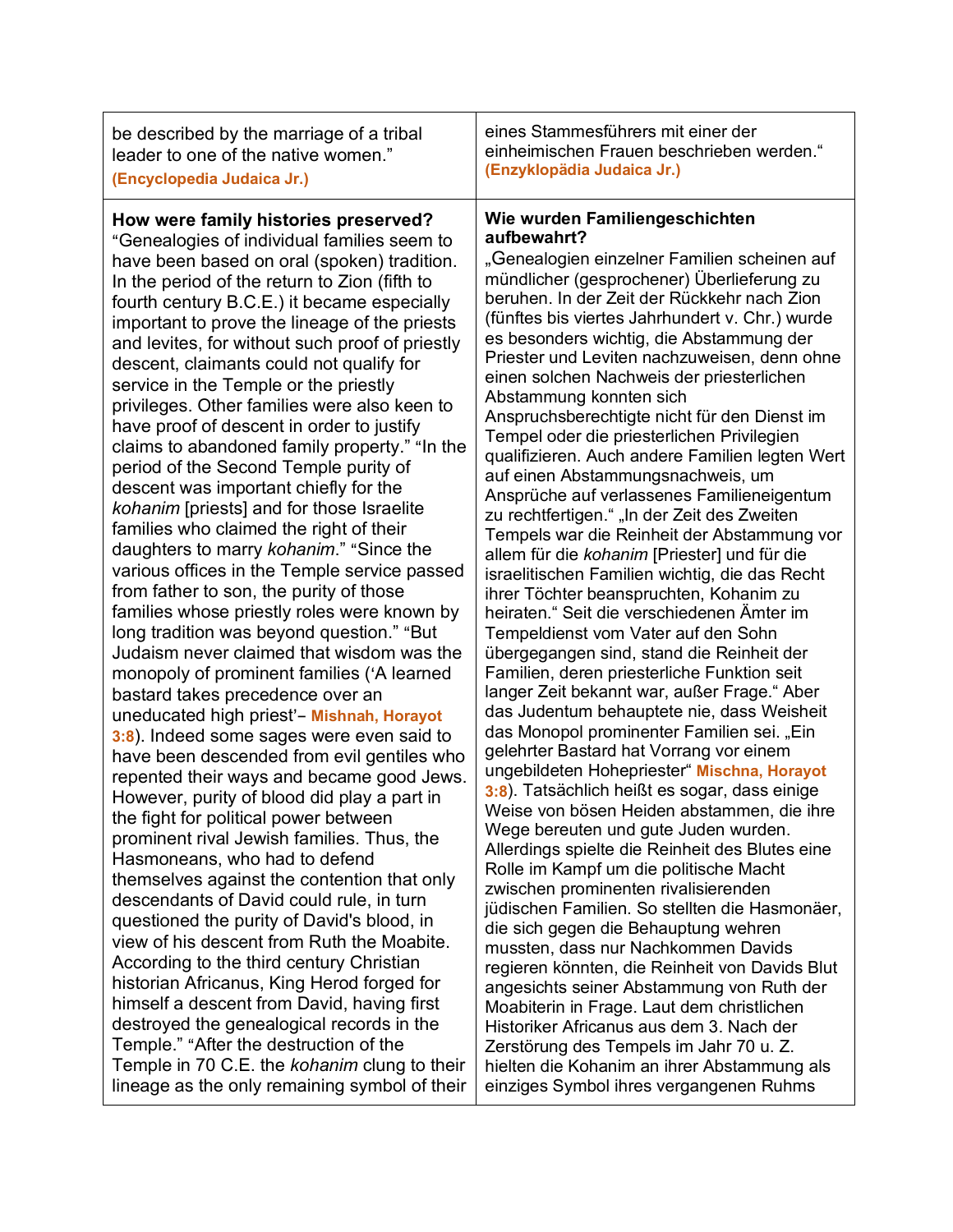| be described by the marriage of a tribal leader to one of the native women." **(Encyclopedia Judaica Jr.)** | eines Stammesführers mit einer der einheimischen Frauen beschrieben werden." **(Enzyklopädia Judaica Jr.)** |
| --- | --- |
| **How were family histories preserved?** "Genealogies of individual families seem to have been based on oral (spoken) tradition. In the period of the return to Zion (fifth to fourth century B.C.E.) it became especially important to prove the lineage of the priests and levites, for without such proof of priestly descent, claimants could not qualify for service in the Temple or the priestly privileges. Other families were also keen to have proof of descent in order to justify claims to abandoned family property." "In the period of the Second Temple purity of descent was important chiefly for the *kohanim* [priests] and for those Israelite families who claimed the right of their daughters to marry *kohanim*." "Since the various offices in the Temple service passed from father to son, the purity of those families whose priestly roles were known by long tradition was beyond question." "But Judaism never claimed that wisdom was the monopoly of prominent families ('A learned bastard takes precedence over an uneducated high priest'– **Mishnah, Horayot 3:8**). Indeed some sages were even said to have been descended from evil gentiles who repented their ways and became good Jews. However, purity of blood did play a part in the fight for political power between prominent rival Jewish families. Thus, the Hasmoneans, who had to defend themselves against the contention that only descendants of David could rule, in turn questioned the purity of David's blood, in view of his descent from Ruth the Moabite. According to the third century Christian historian Africanus, King Herod forged for himself a descent from David, having first destroyed the genealogical records in the Temple." "After the destruction of the Temple in 70 C.E. the *kohanim* clung to their lineage as the only remaining symbol of their | **Wie wurden Familiengeschichten aufbewahrt?** „Genealogien einzelner Familien scheinen auf mündlicher (gesprochener) Überlieferung zu beruhen. In der Zeit der Rückkehr nach Zion (fünftes bis viertes Jahrhundert v. Chr.) wurde es besonders wichtig, die Abstammung der Priester und Leviten nachzuweisen, denn ohne einen solchen Nachweis der priesterlichen Abstammung konnten sich Anspruchsberechtigte nicht für den Dienst im Tempel oder die priesterlichen Privilegien qualifizieren. Auch andere Familien legten Wert auf einen Abstammungsnachweis, um Ansprüche auf verlassenes Familieneigentum zu rechtfertigen." „In der Zeit des Zweiten Tempels war die Reinheit der Abstammung vor allem für die *kohanim* [Priester] und für die israelitischen Familien wichtig, die das Recht ihrer Töchter beanspruchten, Kohanim zu heiraten." Seit die verschiedenen Ämter im Tempeldienst vom Vater auf den Sohn übergegangen sind, stand die Reinheit der Familien, deren priesterliche Funktion seit langer Zeit bekannt war, außer Frage." Aber das Judentum behauptete nie, dass Weisheit das Monopol prominenter Familien sei. „Ein gelehrter Bastard hat Vorrang vor einem ungebildeten Hohepriester" **Mischna, Horayot 3:8**). Tatsächlich heißt es sogar, dass einige Weise von bösen Heiden abstammen, die ihre Wege bereuten und gute Juden wurden. Allerdings spielte die Reinheit des Blutes eine Rolle im Kampf um die politische Macht zwischen prominenten rivalisierenden jüdischen Familien. So stellten die Hasmonäer, die sich gegen die Behauptung wehren mussten, dass nur Nachkommen Davids regieren könnten, die Reinheit von Davids Blut angesichts seiner Abstammung von Ruth der Moabiterin in Frage. Laut dem christlichen Historiker Africanus aus dem 3. Nach der Zerstörung des Tempels im Jahr 70 u. Z. hielten die Kohanim an ihrer Abstammung als einziges Symbol ihres vergangenen Ruhms |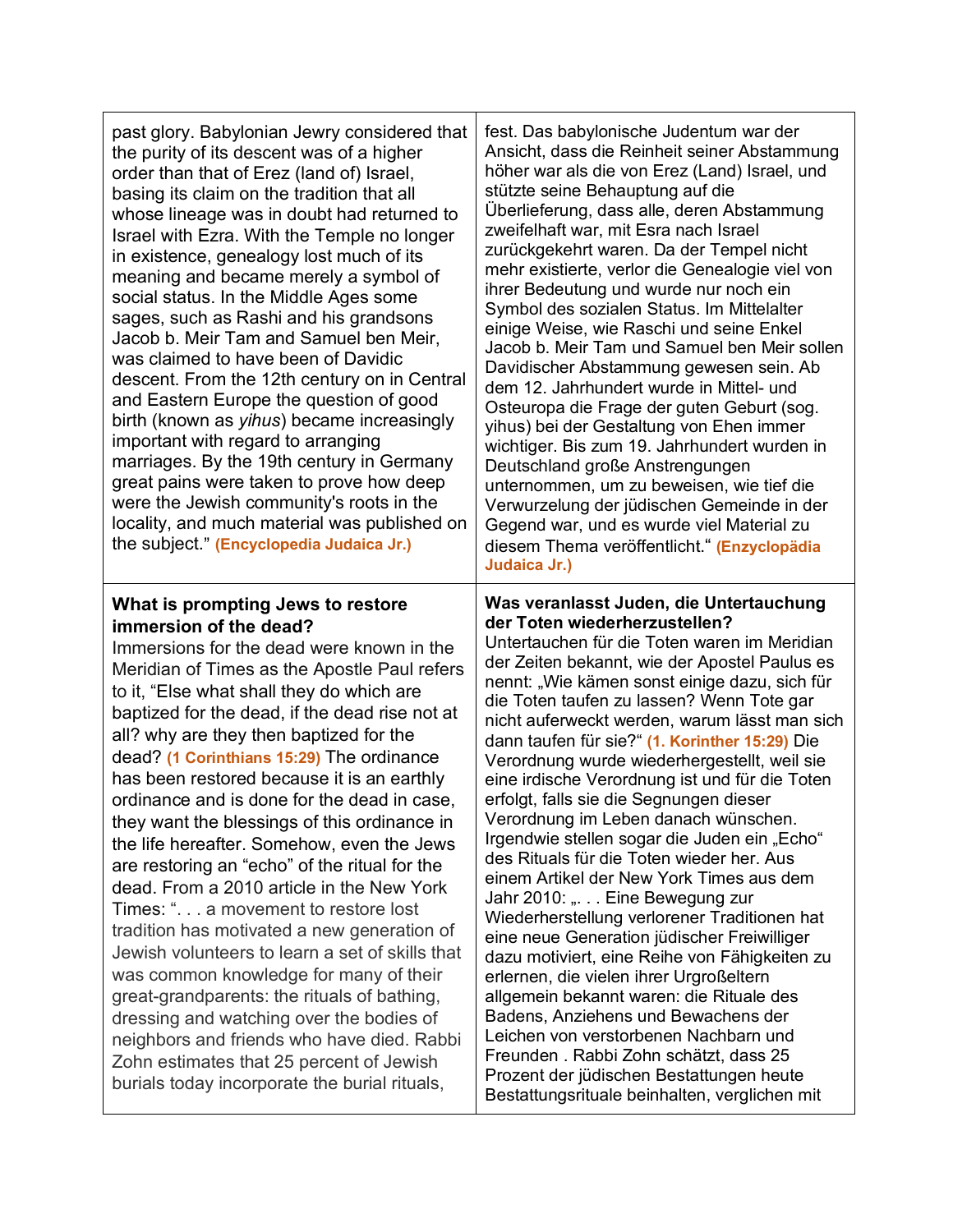| | |
|---|---|
| past glory. Babylonian Jewry considered that the purity of its descent was of a higher order than that of Erez (land of) Israel, basing its claim on the tradition that all whose lineage was in doubt had returned to Israel with Ezra. With the Temple no longer in existence, genealogy lost much of its meaning and became merely a symbol of social status. In the Middle Ages some sages, such as Rashi and his grandsons Jacob b. Meir Tam and Samuel ben Meir, was claimed to have been of Davidic descent. From the 12th century on in Central and Eastern Europe the question of good birth (known as *yihus*) became increasingly important with regard to arranging marriages. By the 19th century in Germany great pains were taken to prove how deep were the Jewish community's roots in the locality, and much material was published on the subject." **(Encyclopedia Judaica Jr.)** | fest. Das babylonische Judentum war der Ansicht, dass die Reinheit seiner Abstammung höher war als die von Erez (Land) Israel, und stützte seine Behauptung auf die Überlieferung, dass alle, deren Abstammung zweifelhaft war, mit Esra nach Israel zurückgekehrt waren. Da der Tempel nicht mehr existierte, verlor die Genealogie viel von ihrer Bedeutung und wurde nur noch ein Symbol des sozialen Status. Im Mittelalter einige Weise, wie Raschi und seine Enkel Jacob b. Meir Tam und Samuel ben Meir sollen Davidischer Abstammung gewesen sein. Ab dem 12. Jahrhundert wurde in Mittel- und Osteuropa die Frage der guten Geburt (sog. yihus) bei der Gestaltung von Ehen immer wichtiger. Bis zum 19. Jahrhundert wurden in Deutschland große Anstrengungen unternommen, um zu beweisen, wie tief die Verwurzelung der jüdischen Gemeinde in der Gegend war, und es wurde viel Material zu diesem Thema veröffentlicht." **(Enzyclopädia Judaica Jr.)** |
| **What is prompting Jews to restore immersion of the dead?** Immersions for the dead were known in the Meridian of Times as the Apostle Paul refers to it, "Else what shall they do which are baptized for the dead, if the dead rise not at all? why are they then baptized for the dead? **(1 Corinthians 15:29)** The ordinance has been restored because it is an earthly ordinance and is done for the dead in case, they want the blessings of this ordinance in the life hereafter. Somehow, even the Jews are restoring an "echo" of the ritual for the dead. From a 2010 article in the New York Times: ". . . a movement to restore lost tradition has motivated a new generation of Jewish volunteers to learn a set of skills that was common knowledge for many of their great-grandparents: the rituals of bathing, dressing and watching over the bodies of neighbors and friends who have died. Rabbi Zohn estimates that 25 percent of Jewish burials today incorporate the burial rituals, | **Was veranlasst Juden, die Untertauchung der Toten wiederherzustellen?** Untertauchen für die Toten waren im Meridian der Zeiten bekannt, wie der Apostel Paulus es nennt: „Wie kämen sonst einige dazu, sich für die Toten taufen zu lassen? Wenn Tote gar nicht auferweckt werden, warum lässt man sich dann taufen für sie?" **(1. Korinther 15:29)** Die Verordnung wurde wiederhergestellt, weil sie eine irdische Verordnung ist und für die Toten erfolgt, falls sie die Segnungen dieser Verordnung im Leben danach wünschen. Irgendwie stellen sogar die Juden ein „Echo" des Rituals für die Toten wieder her. Aus einem Artikel der New York Times aus dem Jahr 2010: „. . . Eine Bewegung zur Wiederherstellung verlorener Traditionen hat eine neue Generation jüdischer Freiwilliger dazu motiviert, eine Reihe von Fähigkeiten zu erlernen, die vielen ihrer Urgroßeltern allgemein bekannt waren: die Rituale des Badens, Anziehens und Bewachens der Leichen von verstorbenen Nachbarn und Freunden . Rabbi Zohn schätzt, dass 25 Prozent der jüdischen Bestattungen heute Bestattungsrituale beinhalten, verglichen mit |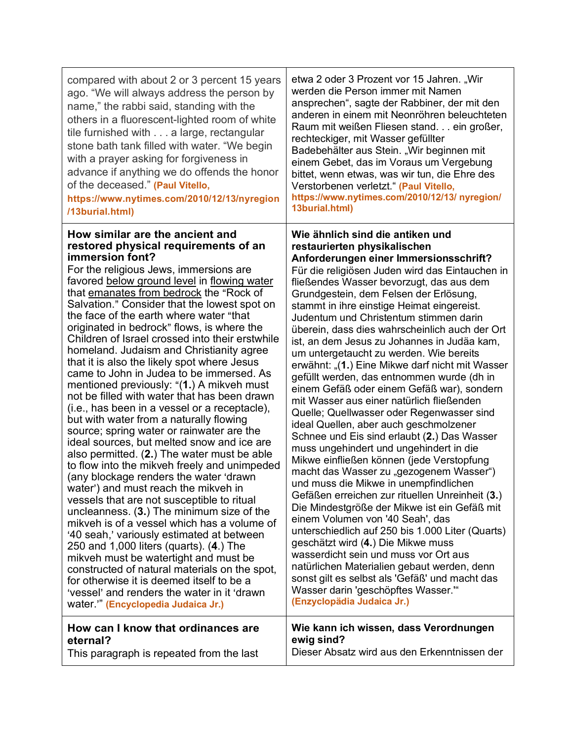| compared with about 2 or 3 percent 15 years ago. "We will always address the person by name," the rabbi said, standing with the others in a fluorescent-lighted room of white tile furnished with . . . a large, rectangular stone bath tank filled with water. "We begin with a prayer asking for forgiveness in advance if anything we do offends the honor of the deceased." **(Paul Vitello, https://www.nytimes.com/2010/12/13/nyregion/13burial.html)** | etwa 2 oder 3 Prozent vor 15 Jahren. „Wir werden die Person immer mit Namen ansprechen", sagte der Rabbiner, der mit den anderen in einem mit Neonröhren beleuchteten Raum mit weißen Fliesen stand. . . ein großer, rechteckiger, mit Wasser gefüllter Badebehälter aus Stein. „Wir beginnen mit einem Gebet, das im Voraus um Vergebung bittet, wenn etwas, was wir tun, die Ehre des Verstorbenen verletzt." **(Paul Vitello, https://www.nytimes.com/2010/12/13/ nyregion/ 13burial.html)** |
|---|---|
| **How similar are the ancient and restored physical requirements of an immersion font?** For the religious Jews, immersions are favored <u>below ground level</u> in <u>flowing water</u> that <u>emanates from bedrock</u> the "Rock of Salvation." Consider that the lowest spot on the face of the earth where water "that originated in bedrock" flows, is where the Children of Israel crossed into their erstwhile homeland. Judaism and Christianity agree that it is also the likely spot where Jesus came to John in Judea to be immersed. As mentioned previously: "(**1.**) A mikveh must not be filled with water that has been drawn (i.e., has been in a vessel or a receptacle), but with water from a naturally flowing source; spring water or rainwater are the ideal sources, but melted snow and ice are also permitted. (**2.**) The water must be able to flow into the mikveh freely and unimpeded (any blockage renders the water 'drawn water') and must reach the mikveh in vessels that are not susceptible to ritual uncleanness. (**3.**) The minimum size of the mikveh is of a vessel which has a volume of '40 seah,' variously estimated at between 250 and 1,000 liters (quarts). (**4.**) The mikveh must be watertight and must be constructed of natural materials on the spot, for otherwise it is deemed itself to be a 'vessel' and renders the water in it 'drawn water.'" **(Encyclopedia Judaica Jr.)** | **Wie ähnlich sind die antiken und restaurierten physikalischen Anforderungen einer Immersionsschrift?** Für die religiösen Juden wird das Eintauchen in fließendes Wasser bevorzugt, das aus dem Grundgestein, dem Felsen der Erlösung, stammt in ihre einstige Heimat eingereist. Judentum und Christentum stimmen darin überein, dass dies wahrscheinlich auch der Ort ist, an dem Jesus zu Johannes in Judäa kam, um untergetaucht zu werden. Wie bereits erwähnt: „(**1.**) Eine Mikwe darf nicht mit Wasser gefüllt werden, das entnommen wurde (dh in einem Gefäß oder einem Gefäß war), sondern mit Wasser aus einer natürlich fließenden Quelle; Quellwasser oder Regenwasser sind ideal Quellen, aber auch geschmolzener Schnee und Eis sind erlaubt (**2.**) Das Wasser muss ungehindert und ungehindert in die Mikwe einfließen können (jede Verstopfung macht das Wasser zu „gezogenem Wasser") und muss die Mikwe in unempfindlichen Gefäßen erreichen zur rituellen Unreinheit (**3.**) Die Mindestgröße der Mikwe ist ein Gefäß mit einem Volumen von '40 Seah', das unterschiedlich auf 250 bis 1.000 Liter (Quarts) geschätzt wird (**4.**) Die Mikwe muss wasserdicht sein und muss vor Ort aus natürlichen Materialien gebaut werden, denn sonst gilt es selbst als 'Gefäß' und macht das Wasser darin 'geschöpftes Wasser.'" **(Enzyklopädia Judaica Jr.)** |
| **How can I know that ordinances are eternal?** This paragraph is repeated from the last | **Wie kann ich wissen, dass Verordnungen ewig sind?** Dieser Absatz wird aus den Erkenntnissen der |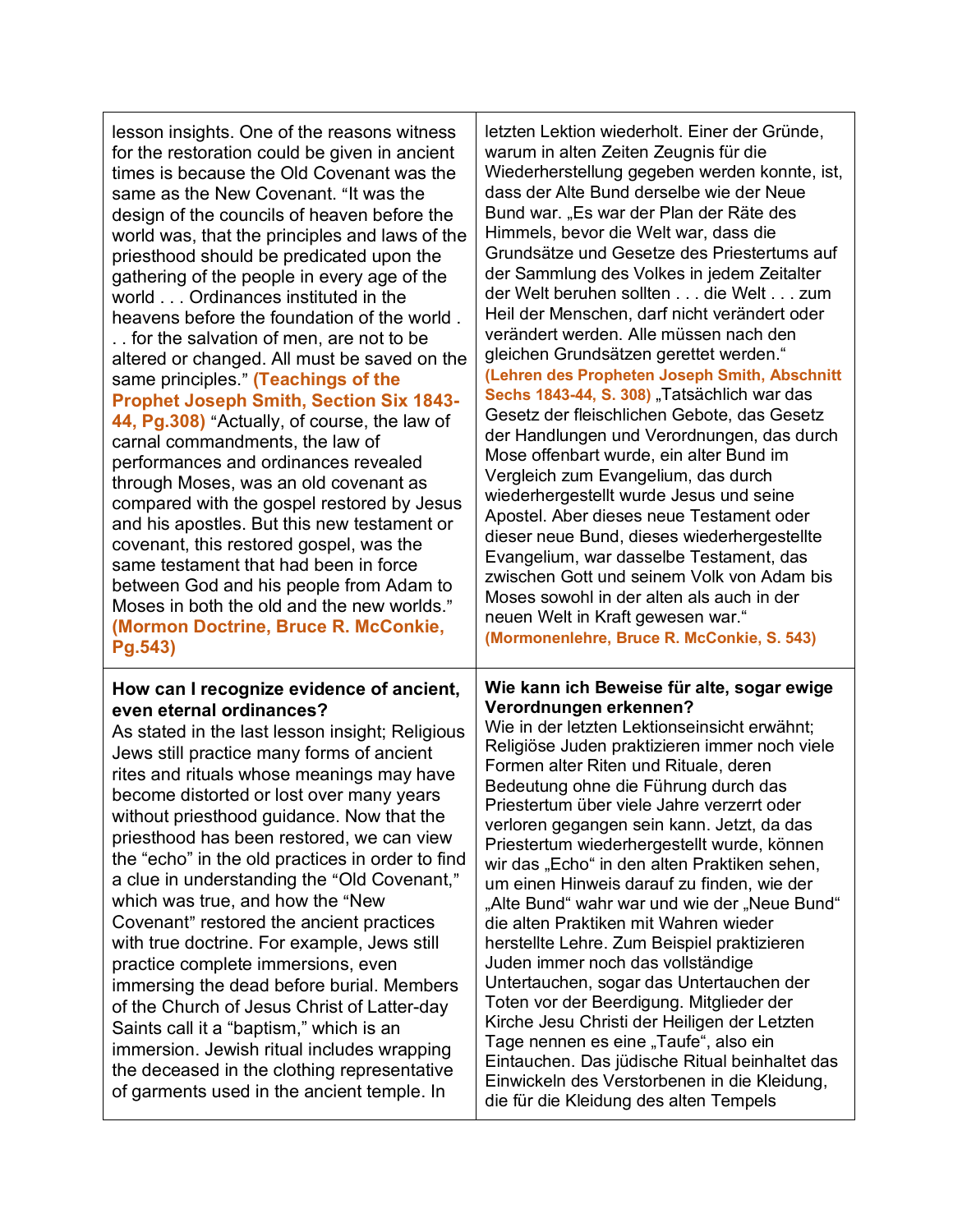| | |
|---|---|
| lesson insights. One of the reasons witness for the restoration could be given in ancient times is because the Old Covenant was the same as the New Covenant. "It was the design of the councils of heaven before the world was, that the principles and laws of the priesthood should be predicated upon the gathering of the people in every age of the world . . . Ordinances instituted in the heavens before the foundation of the world . . . for the salvation of men, are not to be altered or changed. All must be saved on the same principles." **(Teachings of the Prophet Joseph Smith, Section Six 1843-44, Pg.308)** "Actually, of course, the law of carnal commandments, the law of performances and ordinances revealed through Moses, was an old covenant as compared with the gospel restored by Jesus and his apostles. But this new testament or covenant, this restored gospel, was the same testament that had been in force between God and his people from Adam to Moses in both the old and the new worlds." **(Mormon Doctrine, Bruce R. McConkie, Pg.543)** | letzten Lektion wiederholt. Einer der Gründe, warum in alten Zeiten Zeugnis für die Wiederherstellung gegeben werden konnte, ist, dass der Alte Bund derselbe wie der Neue Bund war. „Es war der Plan der Räte des Himmels, bevor die Welt war, dass die Grundsätze und Gesetze des Priestertums auf der Sammlung des Volkes in jedem Zeitalter der Welt beruhen sollten . . . die Welt . . . zum Heil der Menschen, darf nicht verändert oder verändert werden. Alle müssen nach den gleichen Grundsätzen gerettet werden." **(Lehren des Propheten Joseph Smith, Abschnitt Sechs 1843-44, S. 308)** „Tatsächlich war das Gesetz der fleischlichen Gebote, das Gesetz der Handlungen und Verordnungen, das durch Mose offenbart wurde, ein alter Bund im Vergleich zum Evangelium, das durch wiederhergestellt wurde Jesus und seine Apostel. Aber dieses neue Testament oder dieser neue Bund, dieses wiederhergestellte Evangelium, war dasselbe Testament, das zwischen Gott und seinem Volk von Adam bis Moses sowohl in der alten als auch in der neuen Welt in Kraft gewesen war." **(Mormonenlehre, Bruce R. McConkie, S. 543)** |
| **How can I recognize evidence of ancient, even eternal ordinances?** As stated in the last lesson insight; Religious Jews still practice many forms of ancient rites and rituals whose meanings may have become distorted or lost over many years without priesthood guidance. Now that the priesthood has been restored, we can view the "echo" in the old practices in order to find a clue in understanding the "Old Covenant," which was true, and how the "New Covenant" restored the ancient practices with true doctrine. For example, Jews still practice complete immersions, even immersing the dead before burial. Members of the Church of Jesus Christ of Latter-day Saints call it a "baptism," which is an immersion. Jewish ritual includes wrapping the deceased in the clothing representative of garments used in the ancient temple. In | **Wie kann ich Beweise für alte, sogar ewige Verordnungen erkennen?** Wie in der letzten Lektionseinsicht erwähnt; Religiöse Juden praktizieren immer noch viele Formen alter Riten und Rituale, deren Bedeutung ohne die Führung durch das Priestertum über viele Jahre verzerrt oder verloren gegangen sein kann. Jetzt, da das Priestertum wiederhergestellt wurde, können wir das „Echo" in den alten Praktiken sehen, um einen Hinweis darauf zu finden, wie der „Alte Bund" wahr war und wie der „Neue Bund" die alten Praktiken mit Wahren wieder herstellte Lehre. Zum Beispiel praktizieren Juden immer noch das vollständige Untertauchen, sogar das Untertauchen der Toten vor der Beerdigung. Mitglieder der Kirche Jesu Christi der Heiligen der Letzten Tage nennen es eine „Taufe", also ein Eintauchen. Das jüdische Ritual beinhaltet das Einwickeln des Verstorbenen in die Kleidung, die für die Kleidung des alten Tempels |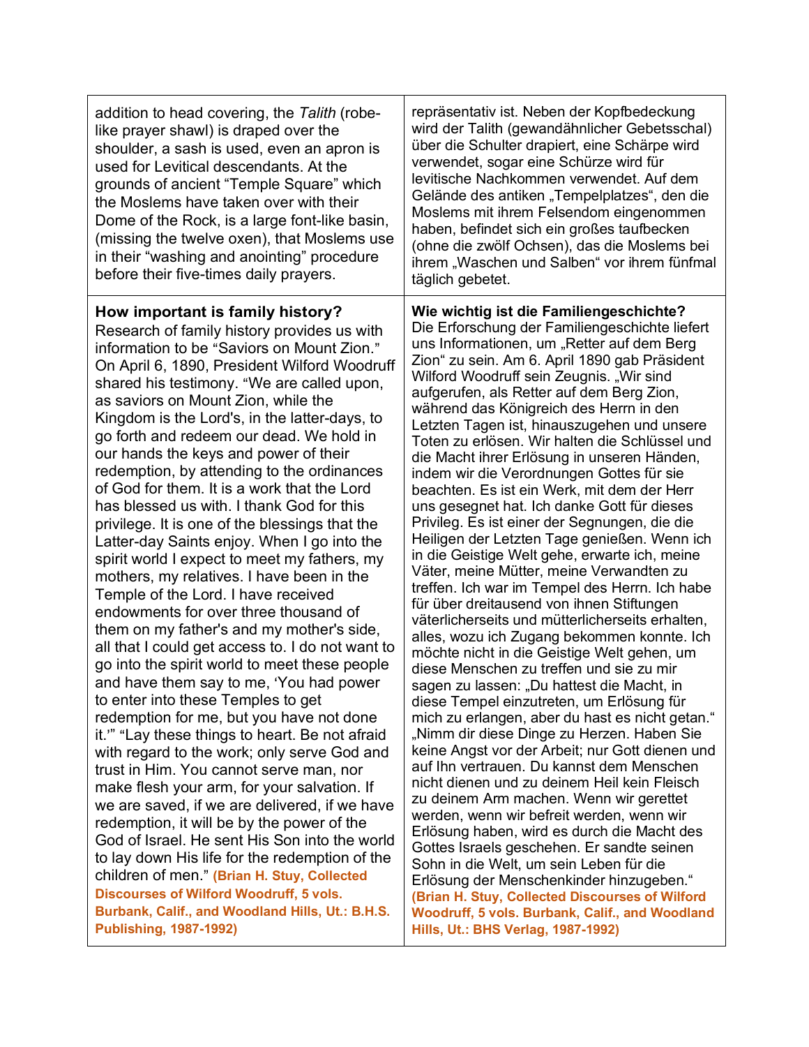| | |
|---|---|
| addition to head covering, the *Talith* (robe-like prayer shawl) is draped over the shoulder, a sash is used, even an apron is used for Levitical descendants. At the grounds of ancient "Temple Square" which the Moslems have taken over with their Dome of the Rock, is a large font-like basin, (missing the twelve oxen), that Moslems use in their "washing and anointing" procedure before their five-times daily prayers. | repräsentativ ist. Neben der Kopfbedeckung wird der Talith (gewandähnlicher Gebetsschal) über die Schulter drapiert, eine Schärpe wird verwendet, sogar eine Schürze wird für levitische Nachkommen verwendet. Auf dem Gelände des antiken „Tempelplatzes", den die Moslems mit ihrem Felsendom eingenommen haben, befindet sich ein großes taufbecken (ohne die zwölf Ochsen), das die Moslems bei ihrem „Waschen und Salben" vor ihrem fünfmal täglich gebetet. |
| **How important is family history?** Research of family history provides us with information to be "Saviors on Mount Zion." On April 6, 1890, President Wilford Woodruff shared his testimony. "We are called upon, as saviors on Mount Zion, while the Kingdom is the Lord's, in the latter-days, to go forth and redeem our dead. We hold in our hands the keys and power of their redemption, by attending to the ordinances of God for them. It is a work that the Lord has blessed us with. I thank God for this privilege. It is one of the blessings that the Latter-day Saints enjoy. When I go into the spirit world I expect to meet my fathers, my mothers, my relatives. I have been in the Temple of the Lord. I have received endowments for over three thousand of them on my father's and my mother's side, all that I could get access to. I do not want to go into the spirit world to meet these people and have them say to me, 'You had power to enter into these Temples to get redemption for me, but you have not done it.'" "Lay these things to heart. Be not afraid with regard to the work; only serve God and trust in Him. You cannot serve man, nor make flesh your arm, for your salvation. If we are saved, if we are delivered, if we have redemption, it will be by the power of the God of Israel. He sent His Son into the world to lay down His life for the redemption of the children of men." **(Brian H. Stuy, Collected Discourses of Wilford Woodruff, 5 vols. Burbank, Calif., and Woodland Hills, Ut.: B.H.S. Publishing, 1987-1992)** | **Wie wichtig ist die Familiengeschichte?** Die Erforschung der Familiengeschichte liefert uns Informationen, um „Retter auf dem Berg Zion" zu sein. Am 6. April 1890 gab Präsident Wilford Woodruff sein Zeugnis. „Wir sind aufgerufen, als Retter auf dem Berg Zion, während das Königreich des Herrn in den Letzten Tagen ist, hinauszuziehen und unsere Toten zu erlösen. Wir halten die Schlüssel und die Macht ihrer Erlösung in unseren Händen, indem wir die Verordnungen Gottes für sie beachten. Es ist ein Werk, mit dem der Herr uns gesegnet hat. Ich danke Gott für dieses Privileg. Es ist einer der Segnungen, die die Heiligen der Letzten Tage genießen. Wenn ich in die Geistige Welt gehe, erwarte ich, meine Väter, meine Mütter, meine Verwandten zu treffen. Ich war im Tempel des Herrn. Ich habe für über dreitausend von ihnen Stiftungen väterlicherseits und mütterlicherseits erhalten, alles, wozu ich Zugang bekommen konnte. Ich möchte nicht in die Geistige Welt gehen, um diese Menschen zu treffen und sie zu mir sagen zu lassen: „Du hattest die Macht, in diese Tempel einzutreten, um Erlösung für mich zu erlangen, aber du hast es nicht getan." „Nimm dir diese Dinge zu Herzen. Haben Sie keine Angst vor der Arbeit; nur Gott dienen und auf Ihn vertrauen. Du kannst dem Menschen nicht dienen und zu deinem Heil kein Fleisch zu deinem Arm machen. Wenn wir gerettet werden, wenn wir befreit werden, wenn wir Erlösung haben, wird es durch die Macht des Gottes Israels geschehen. Er sandte seinen Sohn in die Welt, um sein Leben für die Erlösung der Menschenkinder hinzugeben." **(Brian H. Stuy, Collected Discourses of Wilford Woodruff, 5 vols. Burbank, Calif., and Woodland Hills, Ut.: BHS Verlag, 1987-1992)** |